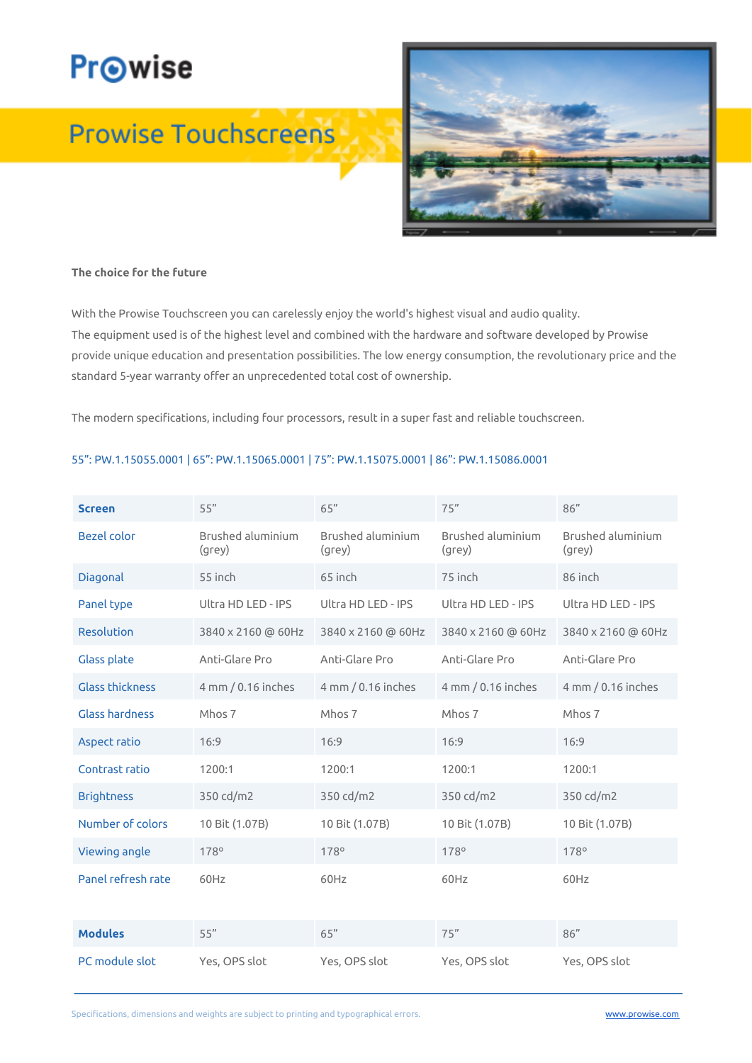# Prowise

## Prowise Touchscreens

**The choice for the future**

With the Prowise Touchscreen you can carelessly enjoy the world's highest visual and audio quality.
The equipment used is of the highest level and combined with the hardware and software developed by Prowise provide unique education and presentation possibilities. The low energy consumption, the revolutionary price and the standard 5-year warranty offer an unprecedented total cost of ownership.

The modern specifications, including four processors, result in a super fast and reliable touchscreen.

55": PW.1.15055.0001 | 65": PW.1.15065.0001 | 75": PW.1.15075.0001 | 86": PW.1.15086.0001

| **Screen** | 55" | 65" | 75" | 86" |
|---|---|---|---|---|
| Bezel color | Brushed aluminium (grey) | Brushed aluminium (grey) | Brushed aluminium (grey) | Brushed aluminium (grey) |
| Diagonal | 55 inch | 65 inch | 75 inch | 86 inch |
| Panel type | Ultra HD LED - IPS | Ultra HD LED - IPS | Ultra HD LED - IPS | Ultra HD LED - IPS |
| Resolution | 3840 x 2160 @ 60Hz | 3840 x 2160 @ 60Hz | 3840 x 2160 @ 60Hz | 3840 x 2160 @ 60Hz |
| Glass plate | Anti-Glare Pro | Anti-Glare Pro | Anti-Glare Pro | Anti-Glare Pro |
| Glass thickness | 4 mm / 0.16 inches | 4 mm / 0.16 inches | 4 mm / 0.16 inches | 4 mm / 0.16 inches |
| Glass hardness | Mhos 7 | Mhos 7 | Mhos 7 | Mhos 7 |
| Aspect ratio | 16:9 | 16:9 | 16:9 | 16:9 |
| Contrast ratio | 1200:1 | 1200:1 | 1200:1 | 1200:1 |
| Brightness | 350 cd/m2 | 350 cd/m2 | 350 cd/m2 | 350 cd/m2 |
| Number of colors | 10 Bit (1.07B) | 10 Bit (1.07B) | 10 Bit (1.07B) | 10 Bit (1.07B) |
| Viewing angle | 178° | 178° | 178° | 178° |
| Panel refresh rate | 60Hz | 60Hz | 60Hz | 60Hz |

| **Modules** | 55" | 65" | 75" | 86" |
|---|---|---|---|---|
| PC module slot | Yes, OPS slot | Yes, OPS slot | Yes, OPS slot | Yes, OPS slot |

Specifications, dimensions and weights are subject to printing and typographical errors. www.prowise.com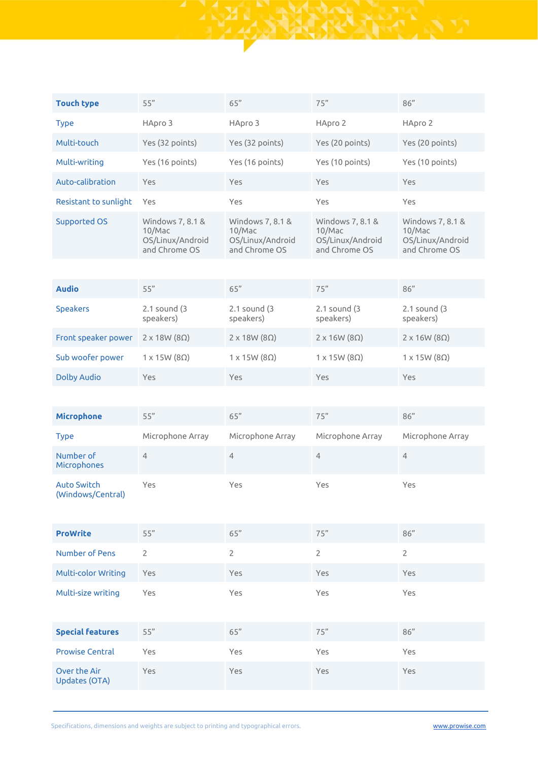| Touch type | 55" | 65" | 75" | 86" |
|---|---|---|---|---|
| Type | HApro 3 | HApro 3 | HApro 2 | HApro 2 |
| Multi-touch | Yes (32 points) | Yes (32 points) | Yes (20 points) | Yes (20 points) |
| Multi-writing | Yes (16 points) | Yes (16 points) | Yes (10 points) | Yes (10 points) |
| Auto-calibration | Yes | Yes | Yes | Yes |
| Resistant to sunlight | Yes | Yes | Yes | Yes |
| Supported OS | Windows 7, 8.1 & 10/Mac OS/Linux/Android and Chrome OS | Windows 7, 8.1 & 10/Mac OS/Linux/Android and Chrome OS | Windows 7, 8.1 & 10/Mac OS/Linux/Android and Chrome OS | Windows 7, 8.1 & 10/Mac OS/Linux/Android and Chrome OS |

| Audio | 55" | 65" | 75" | 86" |
|---|---|---|---|---|
| Speakers | 2.1 sound (3 speakers) | 2.1 sound (3 speakers) | 2.1 sound (3 speakers) | 2.1 sound (3 speakers) |
| Front speaker power | 2 x 18W (8Ω) | 2 x 18W (8Ω) | 2 x 16W (8Ω) | 2 x 16W (8Ω) |
| Sub woofer power | 1 x 15W (8Ω) | 1 x 15W (8Ω) | 1 x 15W (8Ω) | 1 x 15W (8Ω) |
| Dolby Audio | Yes | Yes | Yes | Yes |

| Microphone | 55" | 65" | 75" | 86" |
|---|---|---|---|---|
| Type | Microphone Array | Microphone Array | Microphone Array | Microphone Array |
| Number of Microphones | 4 | 4 | 4 | 4 |
| Auto Switch (Windows/Central) | Yes | Yes | Yes | Yes |

| ProWrite | 55" | 65" | 75" | 86" |
|---|---|---|---|---|
| Number of Pens | 2 | 2 | 2 | 2 |
| Multi-color Writing | Yes | Yes | Yes | Yes |
| Multi-size writing | Yes | Yes | Yes | Yes |

| Special features | 55" | 65" | 75" | 86" |
|---|---|---|---|---|
| Prowise Central | Yes | Yes | Yes | Yes |
| Over the Air Updates (OTA) | Yes | Yes | Yes | Yes |

Specifications, dimensions and weights are subject to printing and typographical errors.

www.prowise.com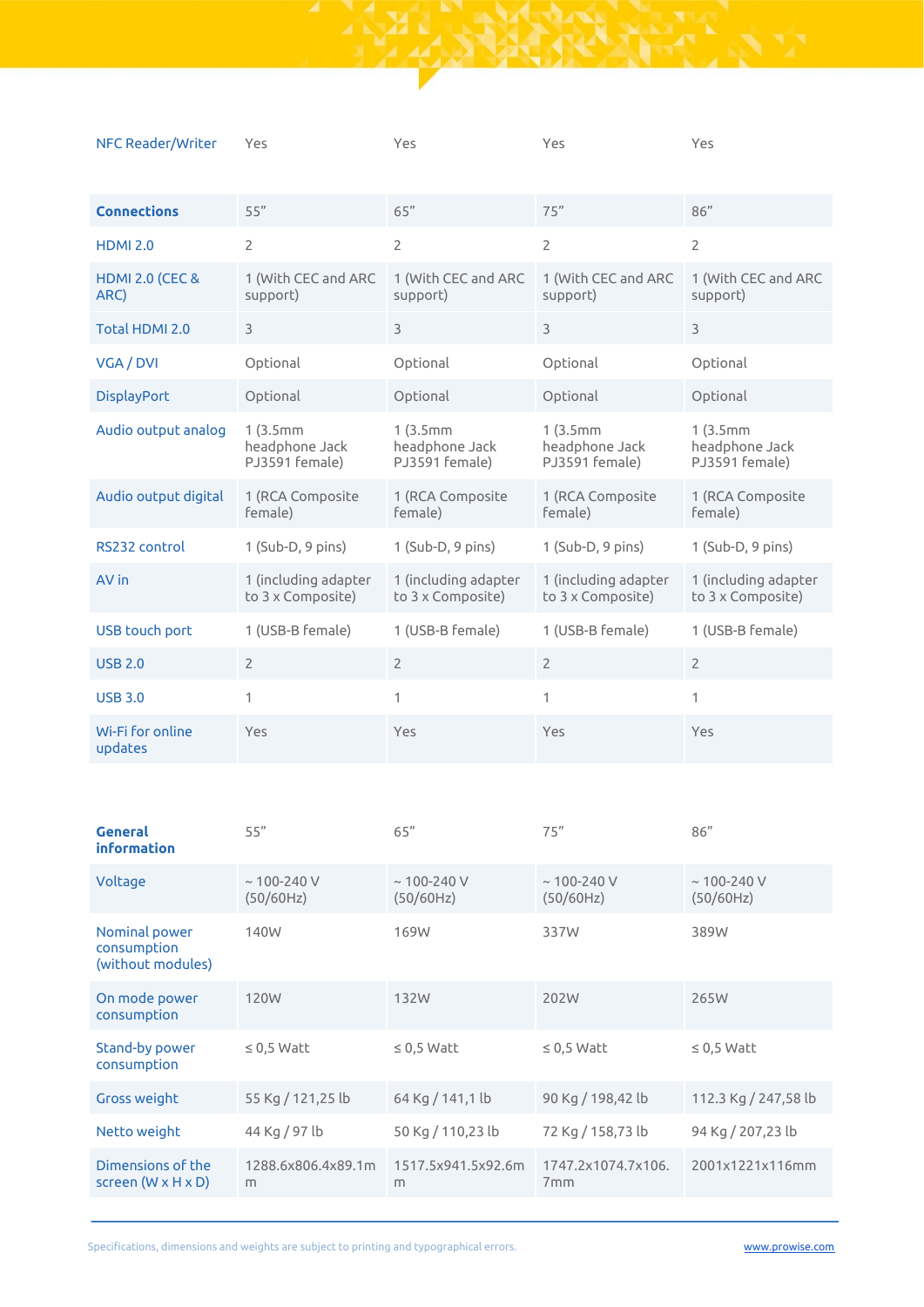| NFC Reader/Writer | Yes | Yes | Yes | Yes |
|---|---|---|---|---|

| **Connections** | 55" | 65" | 75" | 86" |
|---|---|---|---|---|
| HDMI 2.0 | 2 | 2 | 2 | 2 |
| HDMI 2.0 (CEC & ARC) | 1 (With CEC and ARC support) | 1 (With CEC and ARC support) | 1 (With CEC and ARC support) | 1 (With CEC and ARC support) |
| Total HDMI 2.0 | 3 | 3 | 3 | 3 |
| VGA / DVI | Optional | Optional | Optional | Optional |
| DisplayPort | Optional | Optional | Optional | Optional |
| Audio output analog | 1 (3.5mm headphone Jack PJ3591 female) | 1 (3.5mm headphone Jack PJ3591 female) | 1 (3.5mm headphone Jack PJ3591 female) | 1 (3.5mm headphone Jack PJ3591 female) |
| Audio output digital | 1 (RCA Composite female) | 1 (RCA Composite female) | 1 (RCA Composite female) | 1 (RCA Composite female) |
| RS232 control | 1 (Sub-D, 9 pins) | 1 (Sub-D, 9 pins) | 1 (Sub-D, 9 pins) | 1 (Sub-D, 9 pins) |
| AV in | 1 (including adapter to 3 x Composite) | 1 (including adapter to 3 x Composite) | 1 (including adapter to 3 x Composite) | 1 (including adapter to 3 x Composite) |
| USB touch port | 1 (USB-B female) | 1 (USB-B female) | 1 (USB-B female) | 1 (USB-B female) |
| USB 2.0 | 2 | 2 | 2 | 2 |
| USB 3.0 | 1 | 1 | 1 | 1 |
| Wi-Fi for online updates | Yes | Yes | Yes | Yes |

| **General information** | 55" | 65" | 75" | 86" |
|---|---|---|---|---|
| Voltage | ~ 100-240 V (50/60Hz) | ~ 100-240 V (50/60Hz) | ~ 100-240 V (50/60Hz) | ~ 100-240 V (50/60Hz) |
| Nominal power consumption (without modules) | 140W | 169W | 337W | 389W |
| On mode power consumption | 120W | 132W | 202W | 265W |
| Stand-by power consumption | ≤ 0,5 Watt | ≤ 0,5 Watt | ≤ 0,5 Watt | ≤ 0,5 Watt |
| Gross weight | 55 Kg / 121,25 lb | 64 Kg / 141,1 lb | 90 Kg / 198,42 lb | 112.3 Kg / 247,58 lb |
| Netto weight | 44 Kg / 97 lb | 50 Kg / 110,23 lb | 72 Kg / 158,73 lb | 94 Kg / 207,23 lb |
| Dimensions of the screen (W x H x D) | 1288.6x806.4x89.1mm | 1517.5x941.5x92.6mm | 1747.2x1074.7x106.7mm | 2001x1221x116mm |

Specifications, dimensions and weights are subject to printing and typographical errors.

www.prowise.com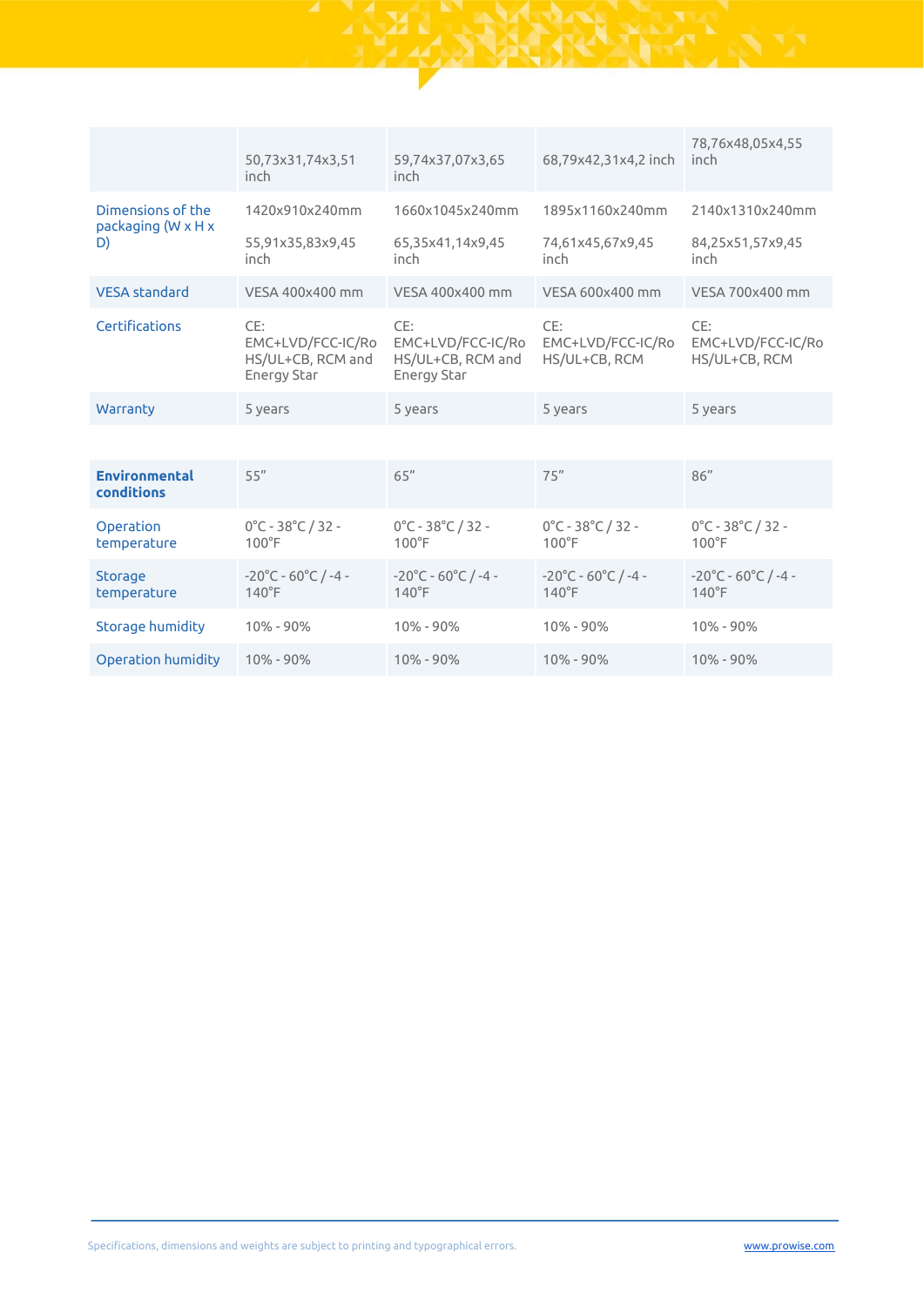| | | | | |
|---|---|---|---|---|
| | 50,73x31,74x3,51 inch | 59,74x37,07x3,65 inch | 68,79x42,31x4,2 inch | 78,76x48,05x4,55 inch |
| Dimensions of the packaging (W x H x D) | 1420x910x240mm<br><br>55,91x35,83x9,45 inch | 1660x1045x240mm<br><br>65,35x41,14x9,45 inch | 1895x1160x240mm<br><br>74,61x45,67x9,45 inch | 2140x1310x240mm<br><br>84,25x51,57x9,45 inch |
| VESA standard | VESA 400x400 mm | VESA 400x400 mm | VESA 600x400 mm | VESA 700x400 mm |
| Certifications | CE: EMC+LVD/FCC-IC/RoHS/UL+CB, RCM and Energy Star | CE: EMC+LVD/FCC-IC/RoHS/UL+CB, RCM and Energy Star | CE: EMC+LVD/FCC-IC/RoHS/UL+CB, RCM | CE: EMC+LVD/FCC-IC/RoHS/UL+CB, RCM |
| Warranty | 5 years | 5 years | 5 years | 5 years |

| **Environmental conditions** | 55" | 65" | 75" | 86" |
|---|---|---|---|---|
| Operation temperature | 0°C - 38°C / 32 - 100°F | 0°C - 38°C / 32 - 100°F | 0°C - 38°C / 32 - 100°F | 0°C - 38°C / 32 - 100°F |
| Storage temperature | -20°C - 60°C / -4 - 140°F | -20°C - 60°C / -4 - 140°F | -20°C - 60°C / -4 - 140°F | -20°C - 60°C / -4 - 140°F |
| Storage humidity | 10% - 90% | 10% - 90% | 10% - 90% | 10% - 90% |
| Operation humidity | 10% - 90% | 10% - 90% | 10% - 90% | 10% - 90% |

Specifications, dimensions and weights are subject to printing and typographical errors.

www.prowise.com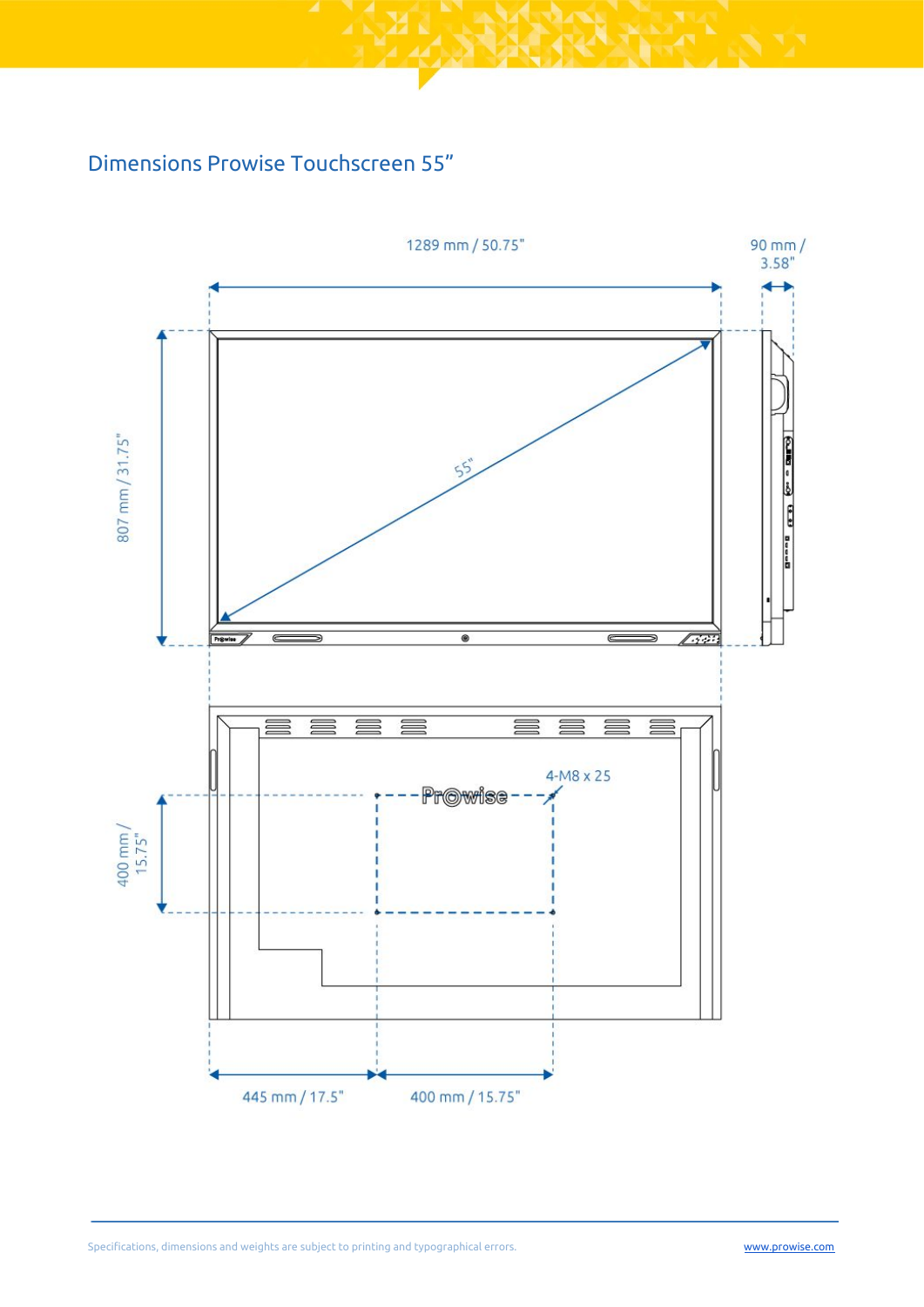# Dimensions Prowise Touchscreen 55”

1289 mm / 50.75"

90 mm / 3.58"

807 mm / 31.75"

55"

4-M8 x 25

400 mm / 15.75"

445 mm / 17.5"

400 mm / 15.75"

Specifications, dimensions and weights are subject to printing and typographical errors.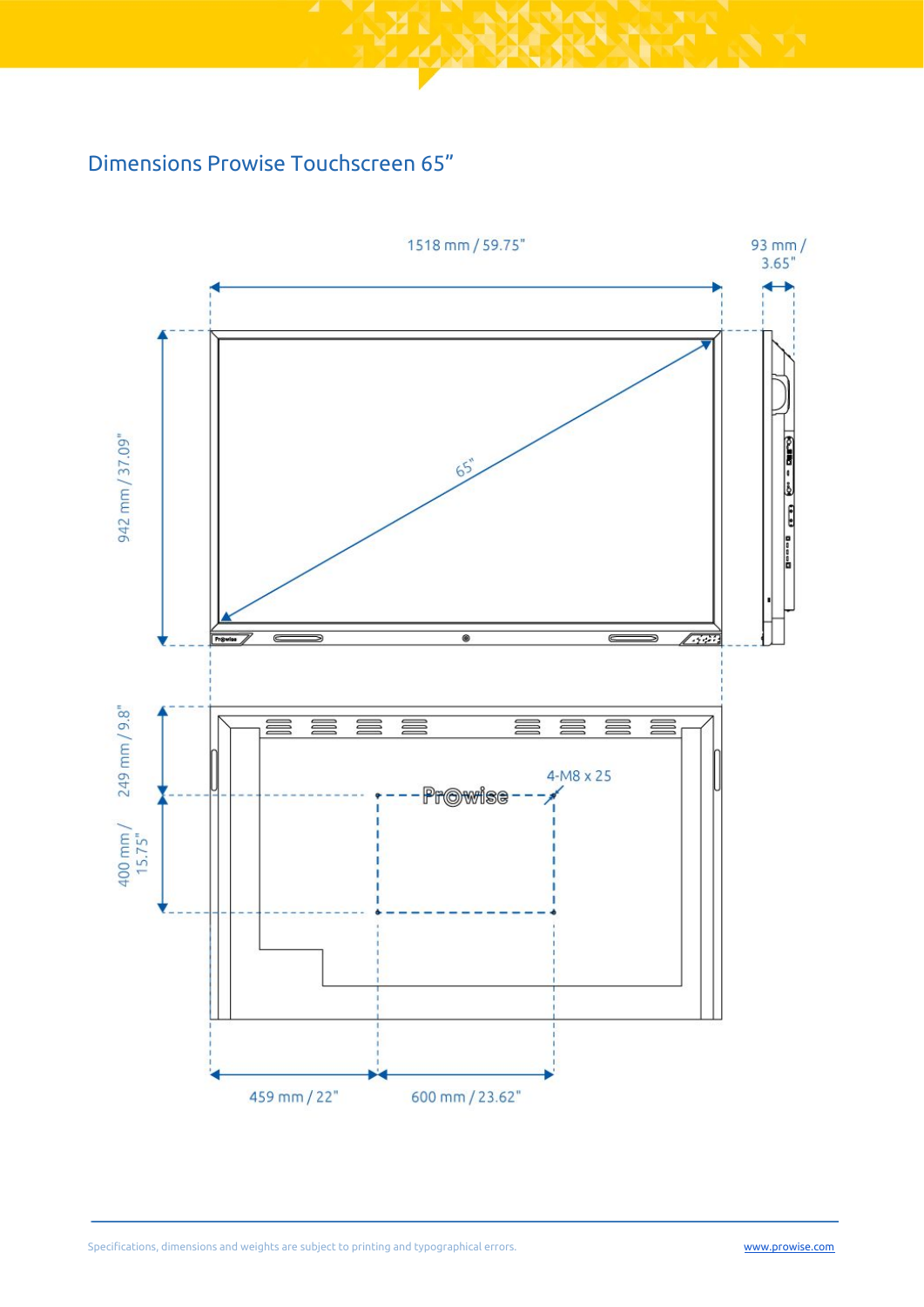## Dimensions Prowise Touchscreen 65”

1518 mm / 59.75"

93 mm / 3.65"

942 mm / 37.09"

65"

249 mm / 9.8"

400 mm / 15.75"

4-M8 x 25

459 mm / 22"

600 mm / 23.62"

Specifications, dimensions and weights are subject to printing and typographical errors.

www.prowise.com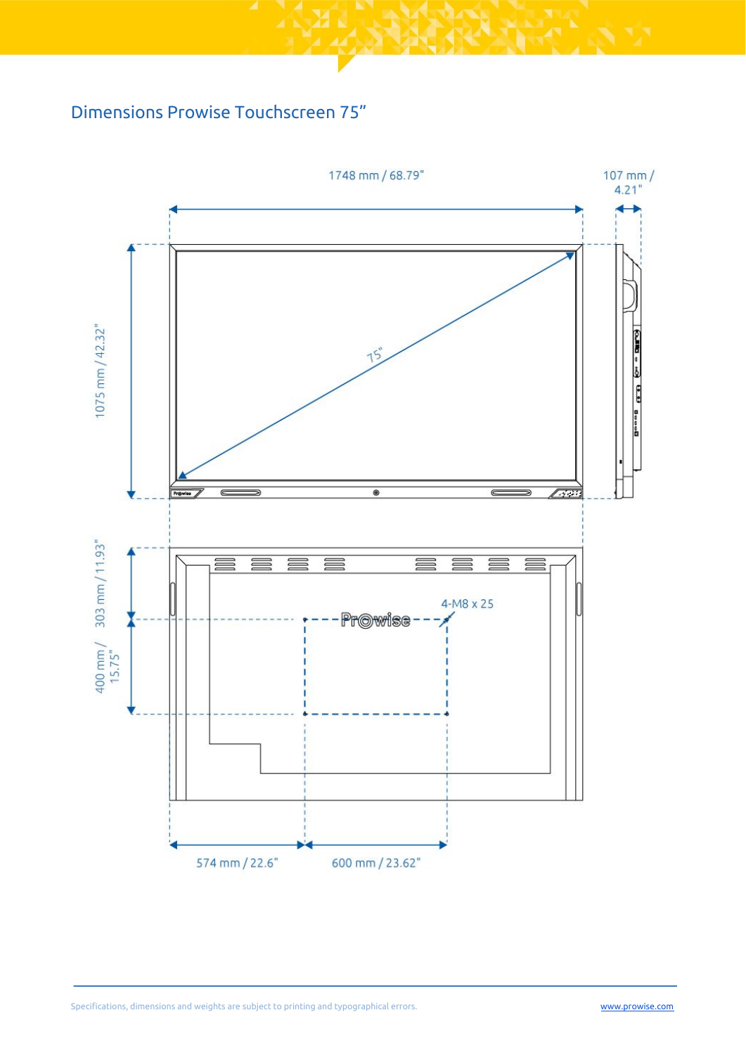# Dimensions Prowise Touchscreen 75”

1748 mm / 68.79"

107 mm / 4.21"

1075 mm / 42.32"

75"

303 mm / 11.93"

400 mm / 15.75"

4-M8 x 25

574 mm / 22.6"

600 mm / 23.62"

Specifications, dimensions and weights are subject to printing and typographical errors.

www.prowise.com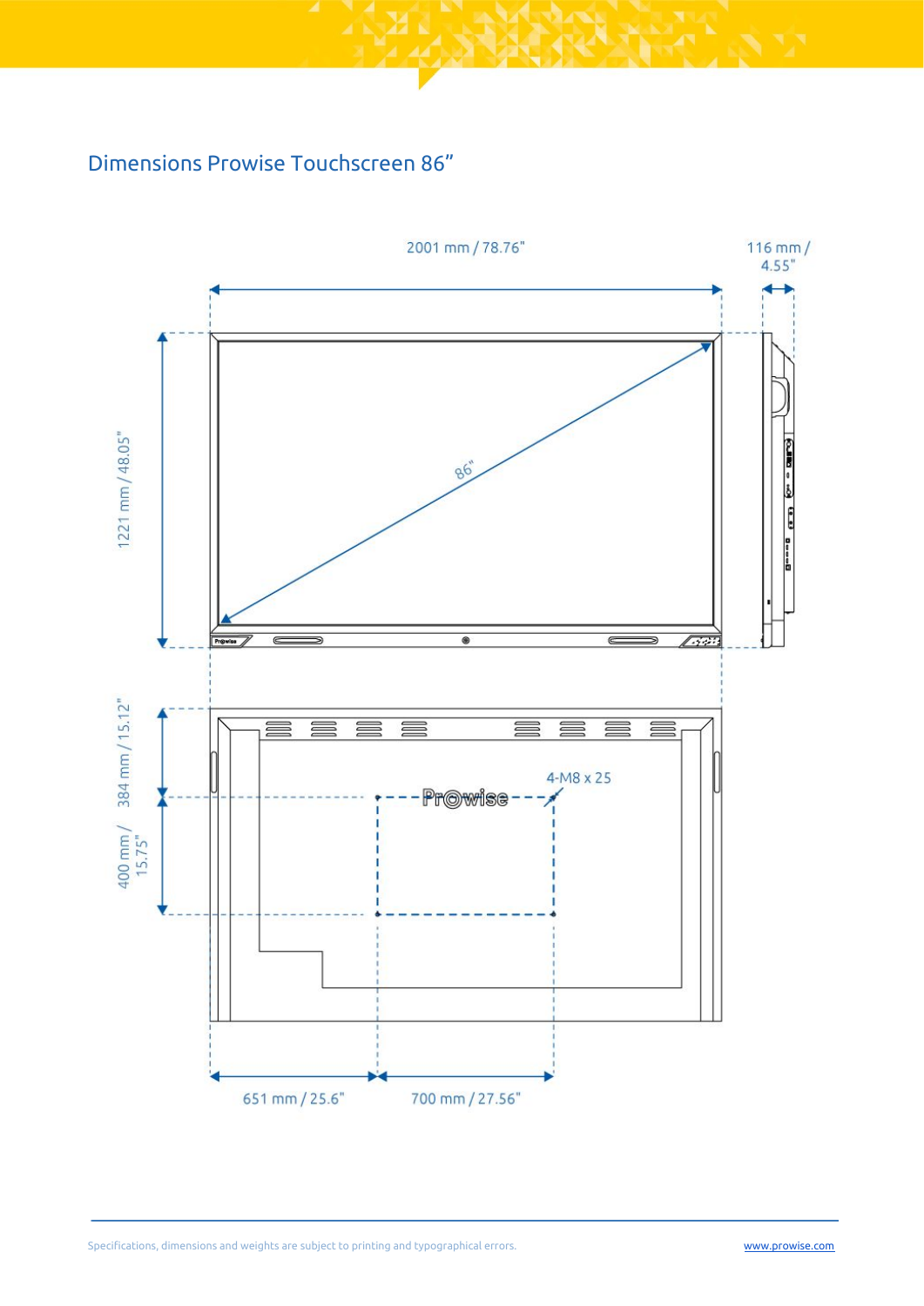## Dimensions Prowise Touchscreen 86”

2001 mm / 78.76"

116 mm / 4.55"

1221 mm / 48.05"

86"

384 mm / 15.12"

400 mm / 15.75"

4-M8 x 25

651 mm / 25.6"

700 mm / 27.56"

Specifications, dimensions and weights are subject to printing and typographical errors.

www.prowise.com